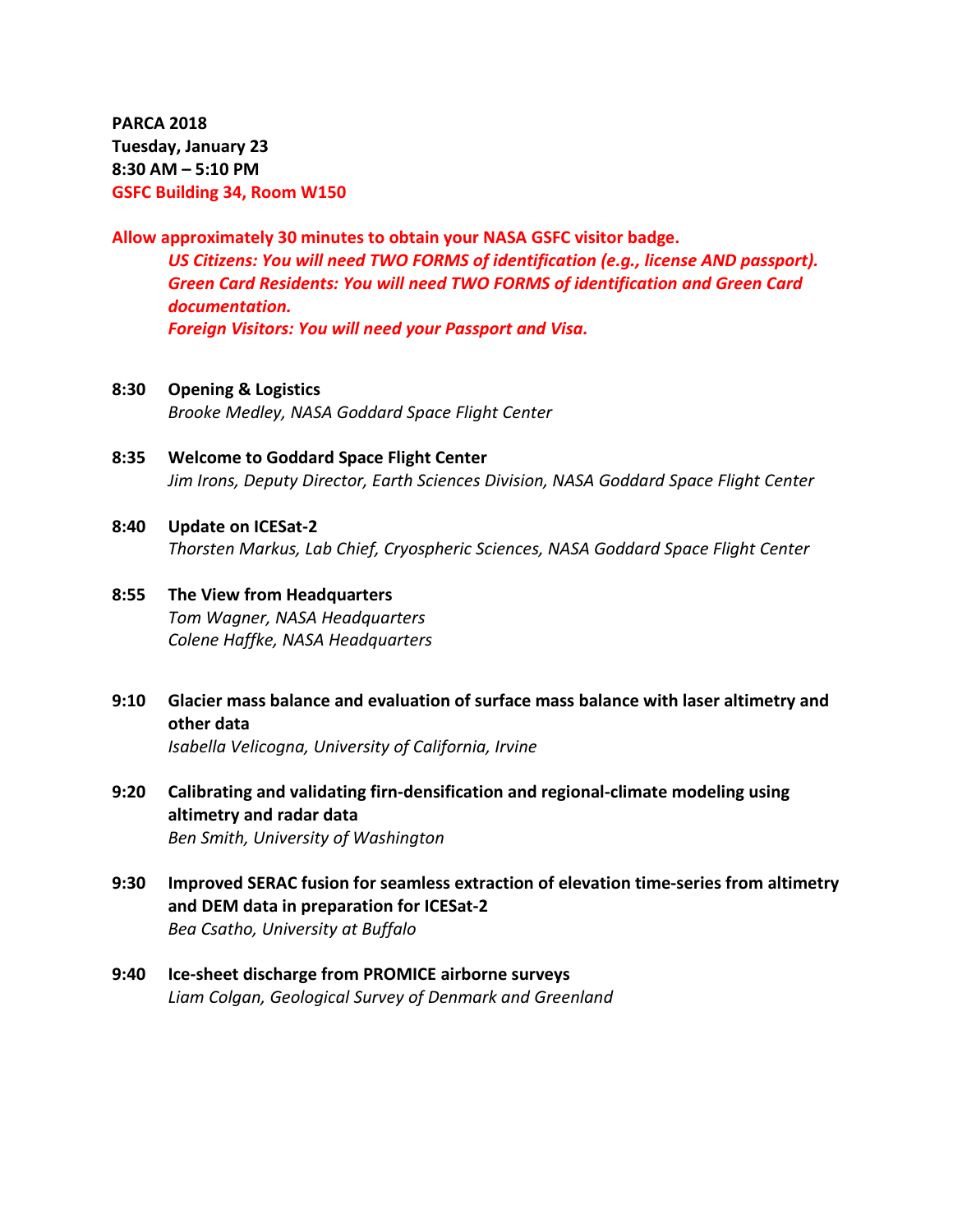**PARCA 2018**
**Tuesday, January 23**
**8:30 AM – 5:10 PM**
**GSFC Building 34, Room W150**

**Allow approximately 30 minutes to obtain your NASA GSFC visitor badge.**

> ***US Citizens: You will need TWO FORMS of identification (e.g., license AND passport).***
> ***Green Card Residents: You will need TWO FORMS of identification and Green Card documentation.***
> ***Foreign Visitors: You will need your Passport and Visa.***

**8:30 Opening & Logistics**
*Brooke Medley, NASA Goddard Space Flight Center*

**8:35 Welcome to Goddard Space Flight Center**
*Jim Irons, Deputy Director, Earth Sciences Division, NASA Goddard Space Flight Center*

**8:40 Update on ICESat-2**
*Thorsten Markus, Lab Chief, Cryospheric Sciences, NASA Goddard Space Flight Center*

**8:55 The View from Headquarters**
*Tom Wagner, NASA Headquarters*
*Colene Haffke, NASA Headquarters*

**9:10 Glacier mass balance and evaluation of surface mass balance with laser altimetry and other data**
*Isabella Velicogna, University of California, Irvine*

**9:20 Calibrating and validating firn-densification and regional-climate modeling using altimetry and radar data**
*Ben Smith, University of Washington*

**9:30 Improved SERAC fusion for seamless extraction of elevation time-series from altimetry and DEM data in preparation for ICESat-2**
*Bea Csatho, University at Buffalo*

**9:40 Ice-sheet discharge from PROMICE airborne surveys**
*Liam Colgan, Geological Survey of Denmark and Greenland*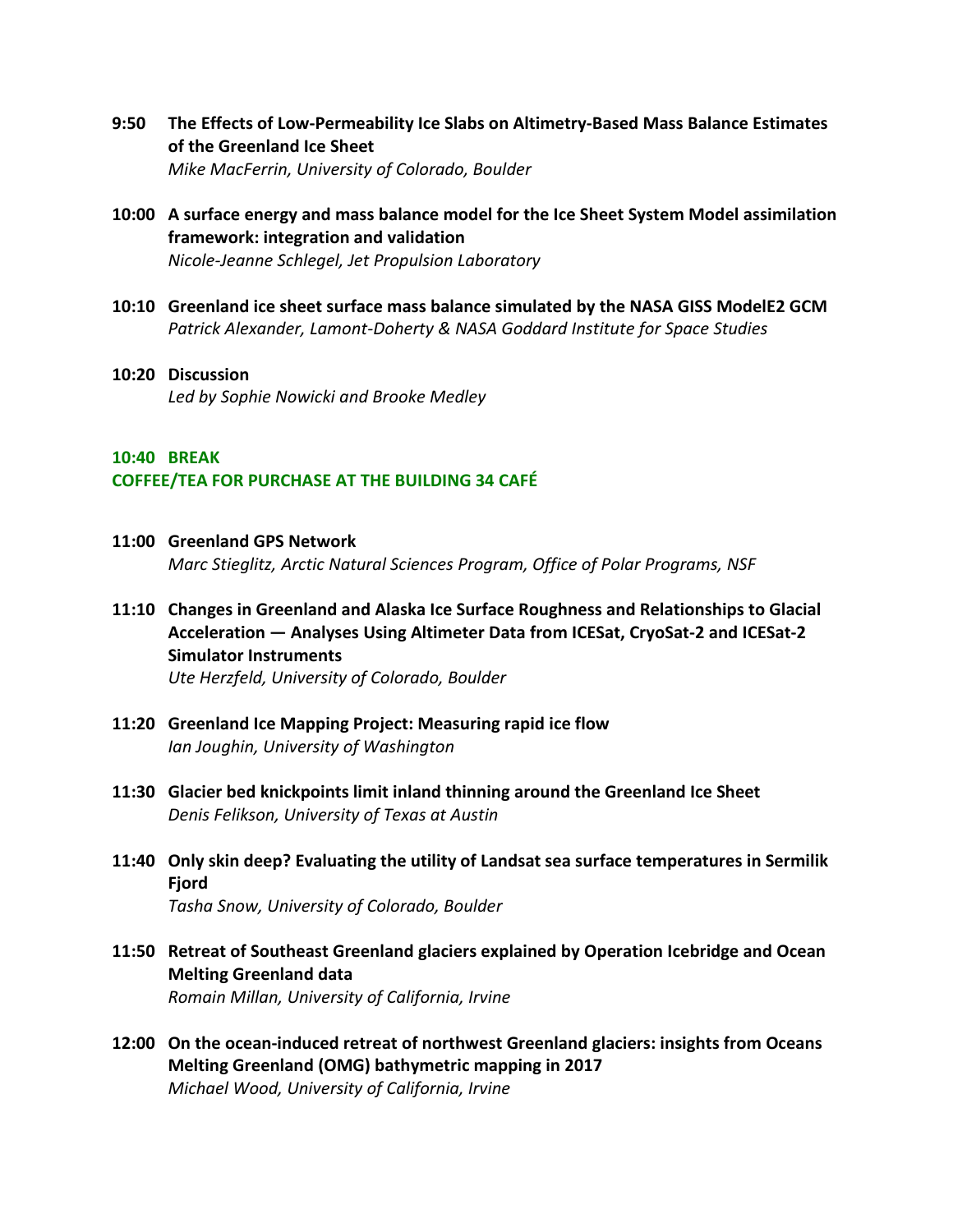**9:50 The Effects of Low-Permeability Ice Slabs on Altimetry-Based Mass Balance Estimates of the Greenland Ice Sheet**
*Mike MacFerrin, University of Colorado, Boulder*

**10:00 A surface energy and mass balance model for the Ice Sheet System Model assimilation framework: integration and validation**
*Nicole-Jeanne Schlegel, Jet Propulsion Laboratory*

**10:10 Greenland ice sheet surface mass balance simulated by the NASA GISS ModelE2 GCM**
*Patrick Alexander, Lamont-Doherty & NASA Goddard Institute for Space Studies*

**10:20 Discussion**
*Led by Sophie Nowicki and Brooke Medley*

**10:40 BREAK**
**COFFEE/TEA FOR PURCHASE AT THE BUILDING 34 CAFÉ**

**11:00 Greenland GPS Network**
*Marc Stieglitz, Arctic Natural Sciences Program, Office of Polar Programs, NSF*

**11:10 Changes in Greenland and Alaska Ice Surface Roughness and Relationships to Glacial Acceleration — Analyses Using Altimeter Data from ICESat, CryoSat-2 and ICESat-2 Simulator Instruments**
*Ute Herzfeld, University of Colorado, Boulder*

**11:20 Greenland Ice Mapping Project: Measuring rapid ice flow**
*Ian Joughin, University of Washington*

**11:30 Glacier bed knickpoints limit inland thinning around the Greenland Ice Sheet**
*Denis Felikson, University of Texas at Austin*

**11:40 Only skin deep? Evaluating the utility of Landsat sea surface temperatures in Sermilik Fjord**
*Tasha Snow, University of Colorado, Boulder*

**11:50 Retreat of Southeast Greenland glaciers explained by Operation Icebridge and Ocean Melting Greenland data**
*Romain Millan, University of California, Irvine*

**12:00 On the ocean-induced retreat of northwest Greenland glaciers: insights from Oceans Melting Greenland (OMG) bathymetric mapping in 2017**
*Michael Wood, University of California, Irvine*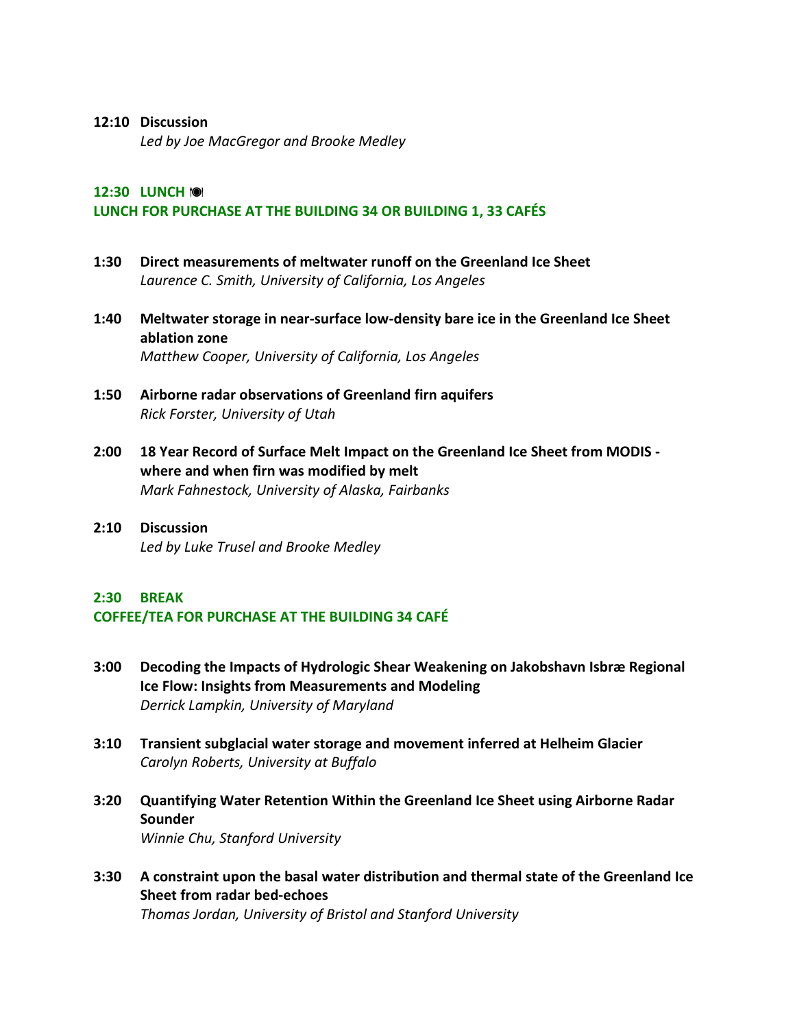**12:10 Discussion**
*Led by Joe MacGregor and Brooke Medley*

**12:30 LUNCH 🍽**
**LUNCH FOR PURCHASE AT THE BUILDING 34 OR BUILDING 1, 33 CAFÉS**

**1:30 Direct measurements of meltwater runoff on the Greenland Ice Sheet**
*Laurence C. Smith, University of California, Los Angeles*

**1:40 Meltwater storage in near-surface low-density bare ice in the Greenland Ice Sheet ablation zone**
*Matthew Cooper, University of California, Los Angeles*

**1:50 Airborne radar observations of Greenland firn aquifers**
*Rick Forster, University of Utah*

**2:00 18 Year Record of Surface Melt Impact on the Greenland Ice Sheet from MODIS - where and when firn was modified by melt**
*Mark Fahnestock, University of Alaska, Fairbanks*

**2:10 Discussion**
*Led by Luke Trusel and Brooke Medley*

**2:30 BREAK**
**COFFEE/TEA FOR PURCHASE AT THE BUILDING 34 CAFÉ**

**3:00 Decoding the Impacts of Hydrologic Shear Weakening on Jakobshavn Isbræ Regional Ice Flow: Insights from Measurements and Modeling**
*Derrick Lampkin, University of Maryland*

**3:10 Transient subglacial water storage and movement inferred at Helheim Glacier**
*Carolyn Roberts, University at Buffalo*

**3:20 Quantifying Water Retention Within the Greenland Ice Sheet using Airborne Radar Sounder**
*Winnie Chu, Stanford University*

**3:30 A constraint upon the basal water distribution and thermal state of the Greenland Ice Sheet from radar bed-echoes**
*Thomas Jordan, University of Bristol and Stanford University*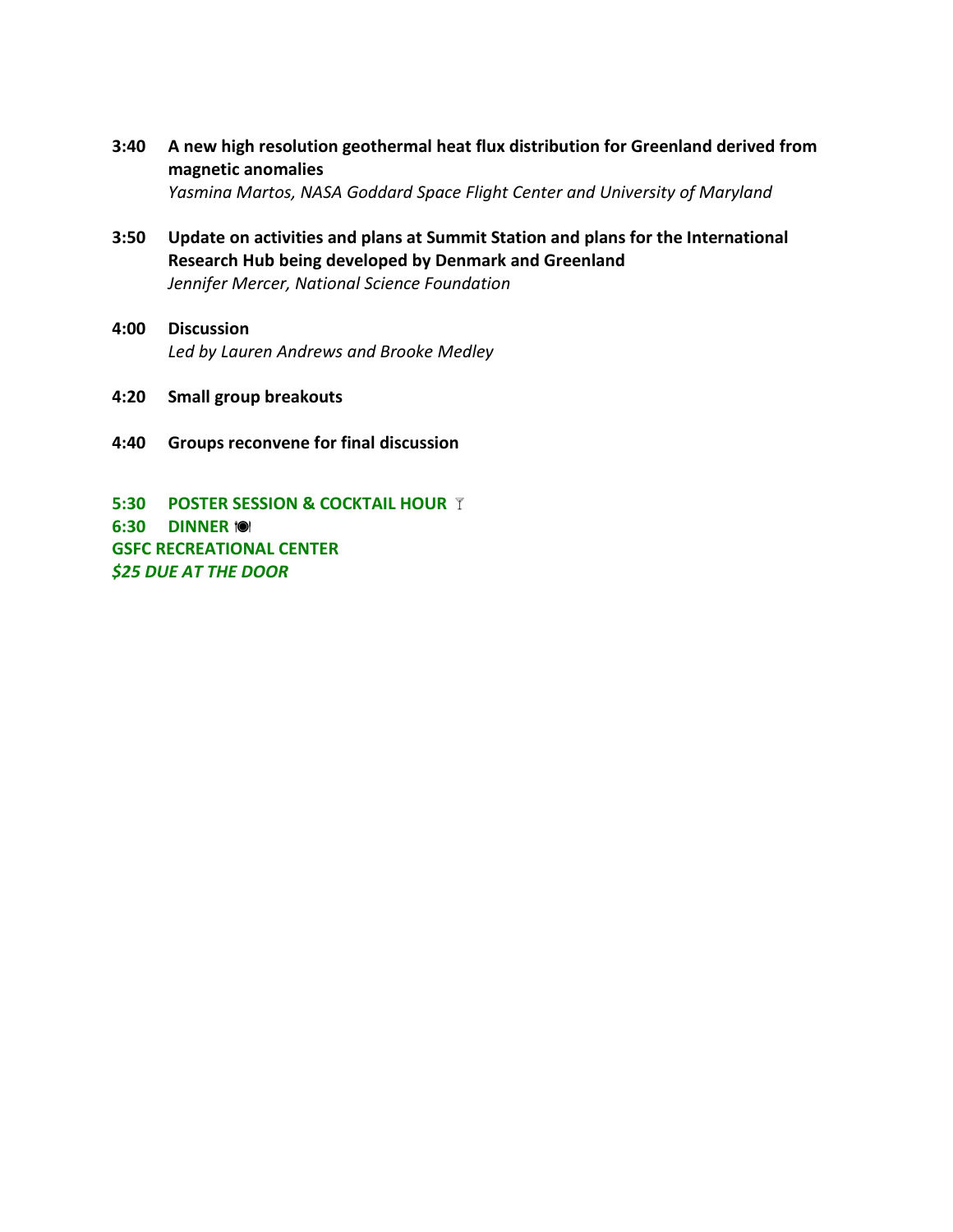**3:40 A new high resolution geothermal heat flux distribution for Greenland derived from magnetic anomalies**
*Yasmina Martos, NASA Goddard Space Flight Center and University of Maryland*

**3:50 Update on activities and plans at Summit Station and plans for the International Research Hub being developed by Denmark and Greenland**
*Jennifer Mercer, National Science Foundation*

**4:00 Discussion**
*Led by Lauren Andrews and Brooke Medley*

**4:20 Small group breakouts**

**4:40 Groups reconvene for final discussion**

**5:30 POSTER SESSION & COCKTAIL HOUR** 🍸
**6:30 DINNER** 🍽
**GSFC RECREATIONAL CENTER**
***$25 DUE AT THE DOOR***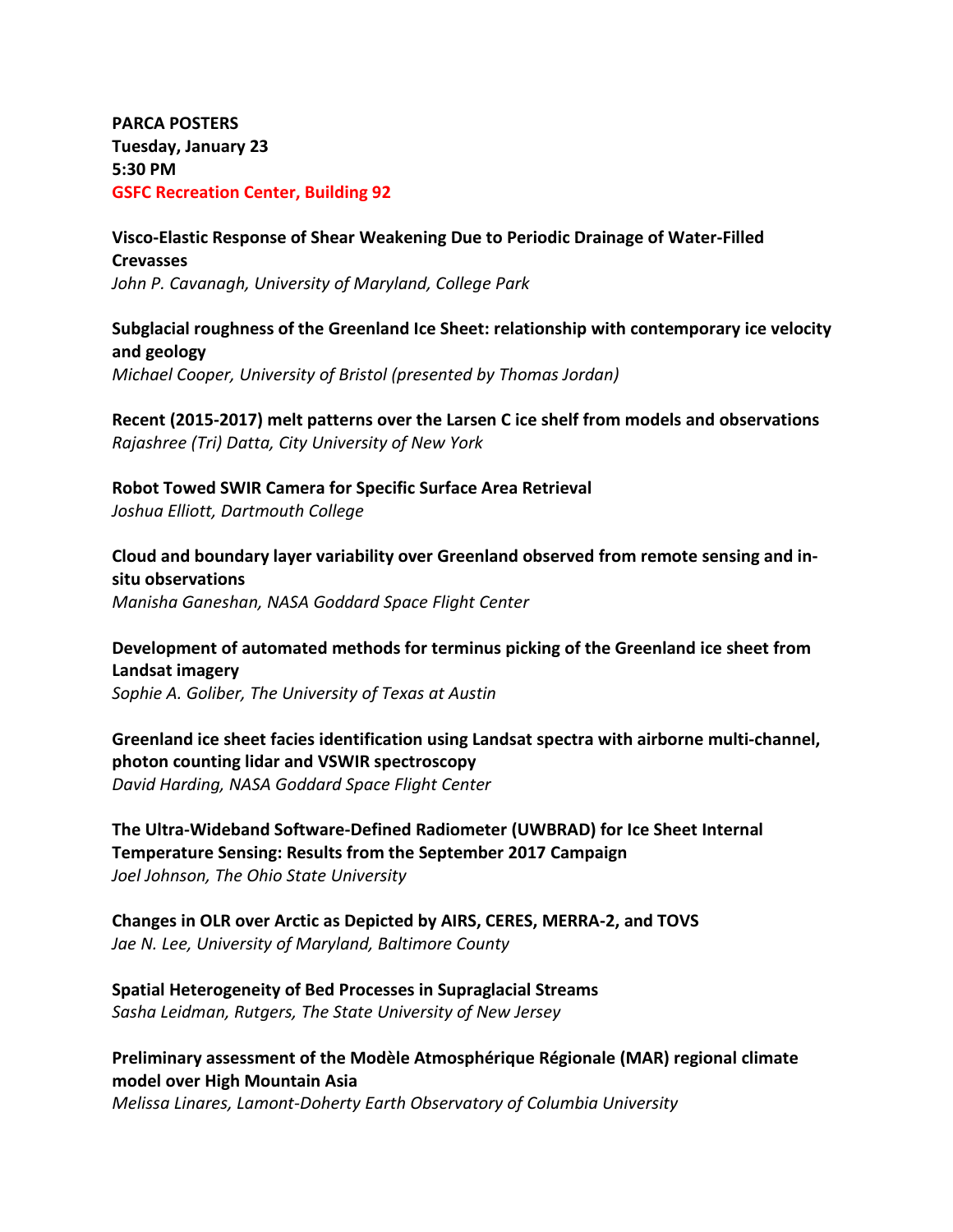**PARCA POSTERS**
**Tuesday, January 23**
**5:30 PM**
**GSFC Recreation Center, Building 92**

**Visco-Elastic Response of Shear Weakening Due to Periodic Drainage of Water-Filled Crevasses**
*John P. Cavanagh, University of Maryland, College Park*

**Subglacial roughness of the Greenland Ice Sheet: relationship with contemporary ice velocity and geology**
*Michael Cooper, University of Bristol (presented by Thomas Jordan)*

**Recent (2015-2017) melt patterns over the Larsen C ice shelf from models and observations**
*Rajashree (Tri) Datta, City University of New York*

**Robot Towed SWIR Camera for Specific Surface Area Retrieval**
*Joshua Elliott, Dartmouth College*

**Cloud and boundary layer variability over Greenland observed from remote sensing and in-situ observations**
*Manisha Ganeshan, NASA Goddard Space Flight Center*

**Development of automated methods for terminus picking of the Greenland ice sheet from Landsat imagery**
*Sophie A. Goliber, The University of Texas at Austin*

**Greenland ice sheet facies identification using Landsat spectra with airborne multi-channel, photon counting lidar and VSWIR spectroscopy**
*David Harding, NASA Goddard Space Flight Center*

**The Ultra-Wideband Software-Defined Radiometer (UWBRAD) for Ice Sheet Internal Temperature Sensing: Results from the September 2017 Campaign**
*Joel Johnson, The Ohio State University*

**Changes in OLR over Arctic as Depicted by AIRS, CERES, MERRA-2, and TOVS**
*Jae N. Lee, University of Maryland, Baltimore County*

**Spatial Heterogeneity of Bed Processes in Supraglacial Streams**
*Sasha Leidman, Rutgers, The State University of New Jersey*

**Preliminary assessment of the Modèle Atmosphérique Régionale (MAR) regional climate model over High Mountain Asia**
*Melissa Linares, Lamont-Doherty Earth Observatory of Columbia University*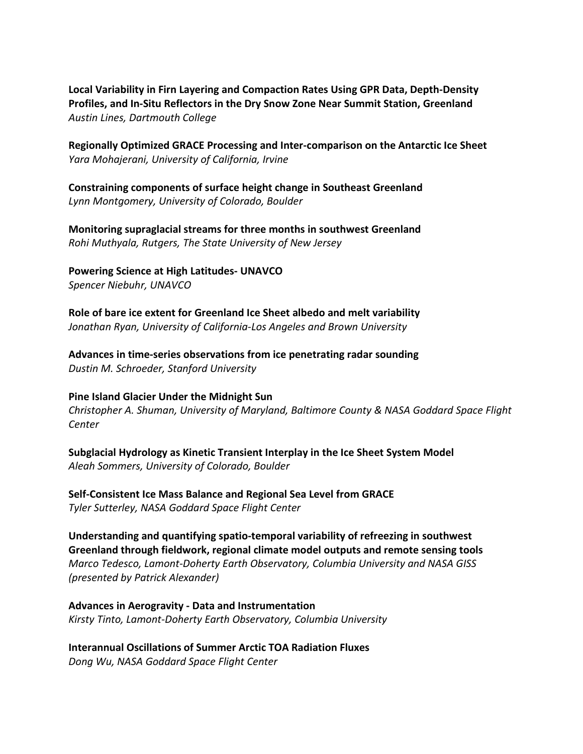**Local Variability in Firn Layering and Compaction Rates Using GPR Data, Depth-Density Profiles, and In-Situ Reflectors in the Dry Snow Zone Near Summit Station, Greenland**
*Austin Lines, Dartmouth College*

**Regionally Optimized GRACE Processing and Inter-comparison on the Antarctic Ice Sheet**
*Yara Mohajerani, University of California, Irvine*

**Constraining components of surface height change in Southeast Greenland**
*Lynn Montgomery, University of Colorado, Boulder*

**Monitoring supraglacial streams for three months in southwest Greenland**
*Rohi Muthyala, Rutgers, The State University of New Jersey*

**Powering Science at High Latitudes- UNAVCO**
*Spencer Niebuhr, UNAVCO*

**Role of bare ice extent for Greenland Ice Sheet albedo and melt variability**
*Jonathan Ryan, University of California-Los Angeles and Brown University*

**Advances in time-series observations from ice penetrating radar sounding**
*Dustin M. Schroeder, Stanford University*

**Pine Island Glacier Under the Midnight Sun**
*Christopher A. Shuman, University of Maryland, Baltimore County & NASA Goddard Space Flight Center*

**Subglacial Hydrology as Kinetic Transient Interplay in the Ice Sheet System Model**
*Aleah Sommers, University of Colorado, Boulder*

**Self-Consistent Ice Mass Balance and Regional Sea Level from GRACE**
*Tyler Sutterley, NASA Goddard Space Flight Center*

**Understanding and quantifying spatio-temporal variability of refreezing in southwest Greenland through fieldwork, regional climate model outputs and remote sensing tools**
*Marco Tedesco, Lamont-Doherty Earth Observatory, Columbia University and NASA GISS (presented by Patrick Alexander)*

**Advances in Aerogravity - Data and Instrumentation**
*Kirsty Tinto, Lamont-Doherty Earth Observatory, Columbia University*

**Interannual Oscillations of Summer Arctic TOA Radiation Fluxes**
*Dong Wu, NASA Goddard Space Flight Center*